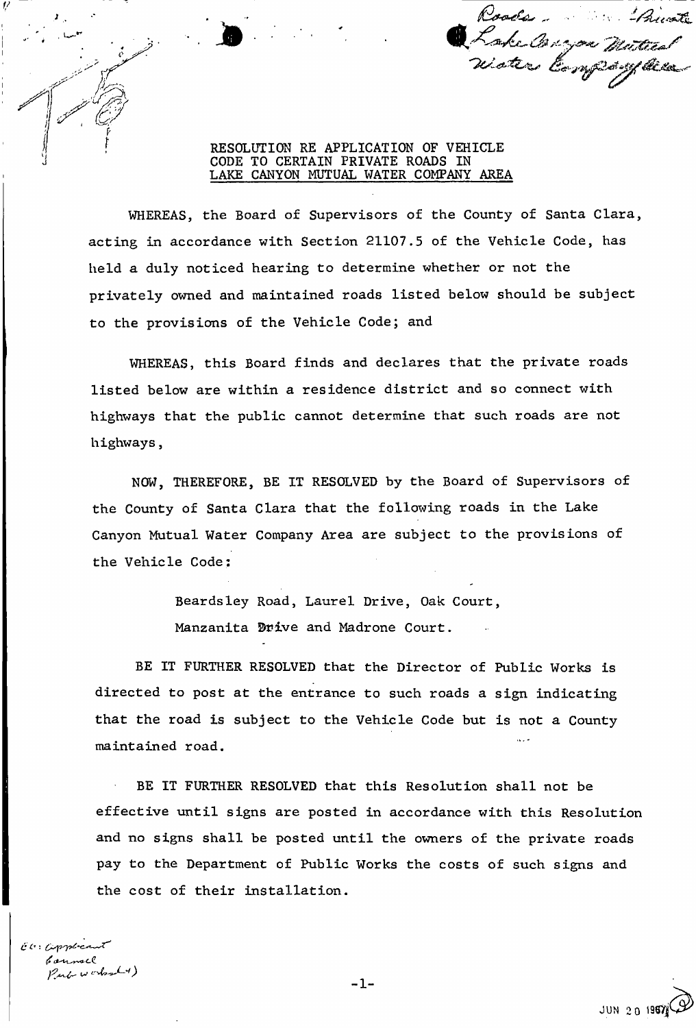Roads - Private
Lake Canyon Mutual
Water Company Area

RESOLUTION RE APPLICATION OF VEHICLE CODE TO CERTAIN PRIVATE ROADS IN LAKE CANYON MUTUAL WATER COMPANY AREA

WHEREAS, the Board of Supervisors of the County of Santa Clara, acting in accordance with Section 21107.5 of the Vehicle Code, has held a duly noticed hearing to determine whether or not the privately owned and maintained roads listed below should be subject to the provisions of the Vehicle Code; and

WHEREAS, this Board finds and declares that the private roads listed below are within a residence district and so connect with highways that the public cannot determine that such roads are not highways,

NOW, THEREFORE, BE IT RESOLVED by the Board of Supervisors of the County of Santa Clara that the following roads in the Lake Canyon Mutual Water Company Area are subject to the provisions of the Vehicle Code:

> Beardsley Road, Laurel Drive, Oak Court,
> Manzanita Drive and Madrone Court.

BE IT FURTHER RESOLVED that the Director of Public Works is directed to post at the entrance to such roads a sign indicating that the road is subject to the Vehicle Code but is not a County maintained road.

BE IT FURTHER RESOLVED that this Resolution shall not be effective until signs are posted in accordance with this Resolution and no signs shall be posted until the owners of the private roads pay to the Department of Public Works the costs of such signs and the cost of their installation.

cc: applicant
Counsel
Pub works (4)

JUN 20 1967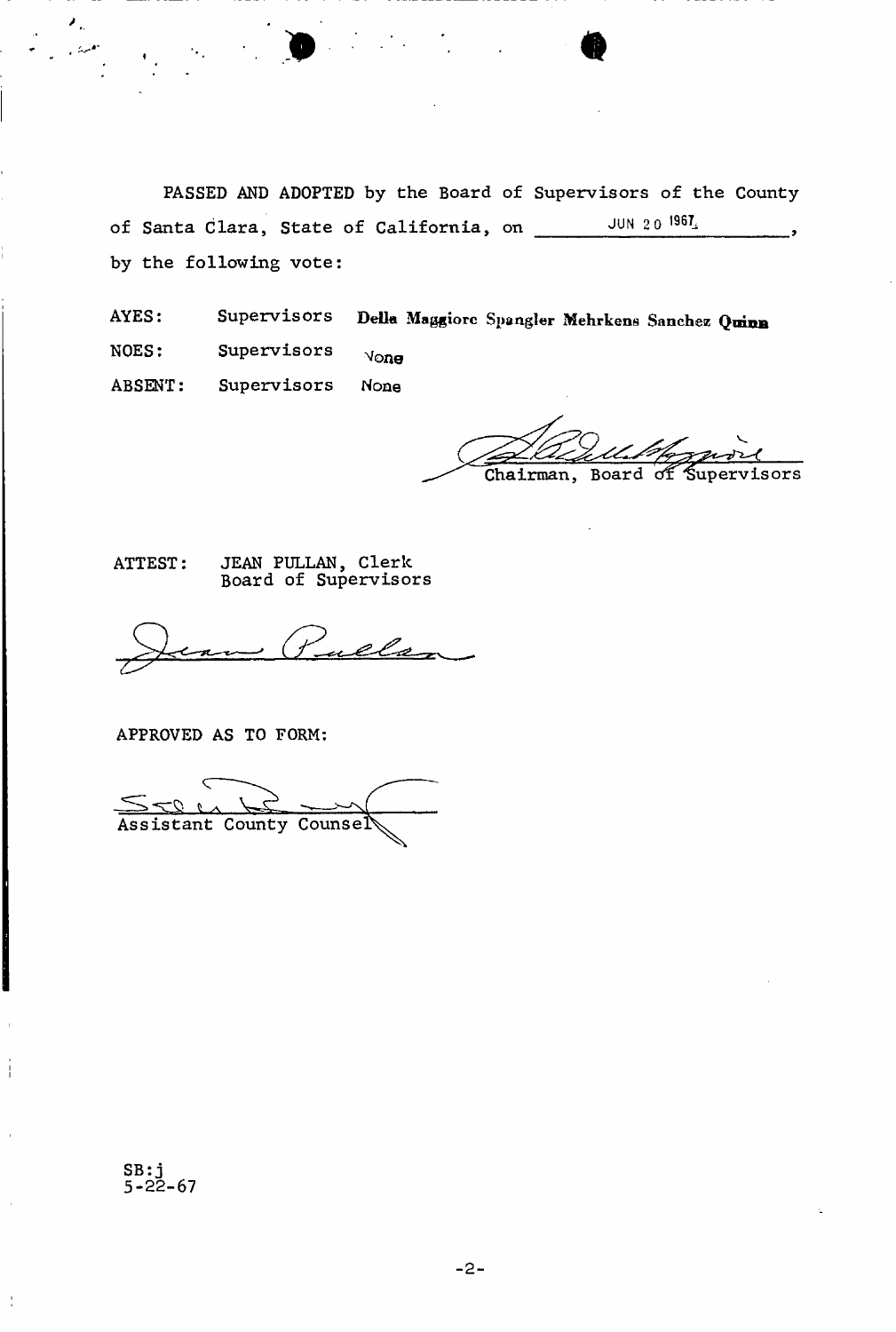PASSED AND ADOPTED by the Board of Supervisors of the County of Santa Clara, State of California, on JUN 20 1967, by the following vote:

| | | |
|---|---|---|
| AYES: | Supervisors | **Della Maggiore Spangler Mehrkens Sanchez Quinn** |
| NOES: | Supervisors | None |
| ABSENT: | Supervisors | None |

Chairman, Board of Supervisors

ATTEST: JEAN PULLAN, Clerk
Board of Supervisors

APPROVED AS TO FORM:

Assistant County Counsel

SB:j
5-22-67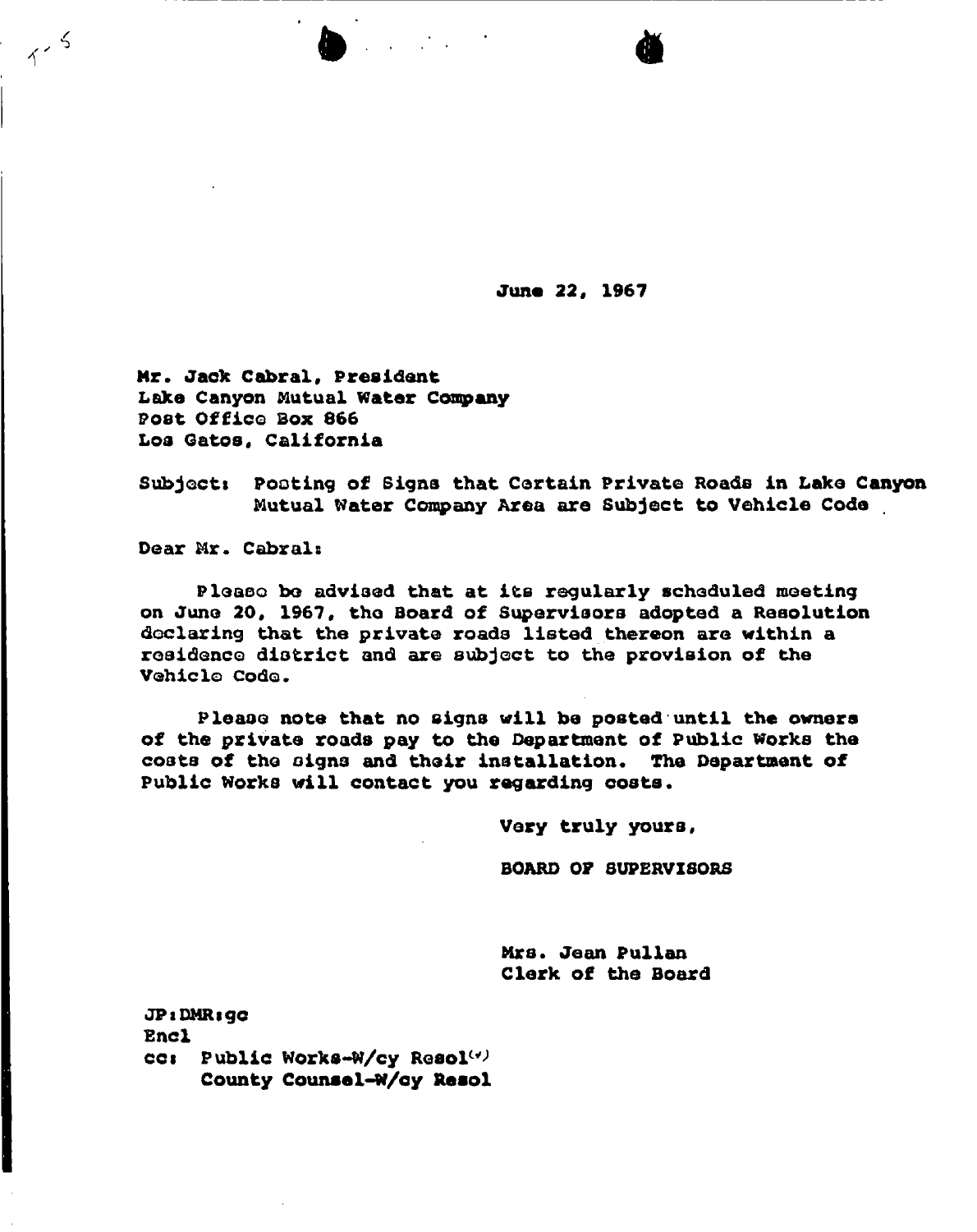June 22, 1967

Mr. Jack Cabral, President
Lake Canyon Mutual Water Company
Post Office Box 866
Los Gatos, California

Subject: Posting of Signs that Certain Private Roads in Lake Canyon Mutual Water Company Area are Subject to Vehicle Code

Dear Mr. Cabral:

Please be advised that at its regularly scheduled meeting on June 20, 1967, the Board of Supervisors adopted a Resolution declaring that the private roads listed thereon are within a residence district and are subject to the provision of the Vehicle Code.

Please note that no signs will be posted until the owners of the private roads pay to the Department of Public Works the costs of the signs and their installation. The Department of Public Works will contact you regarding costs.

Very truly yours,

BOARD OF SUPERVISORS

Mrs. Jean Pullan
Clerk of the Board

JP:DMR:gc
Encl
cc: Public Works-W/cy Resol
County Counsel-W/cy Resol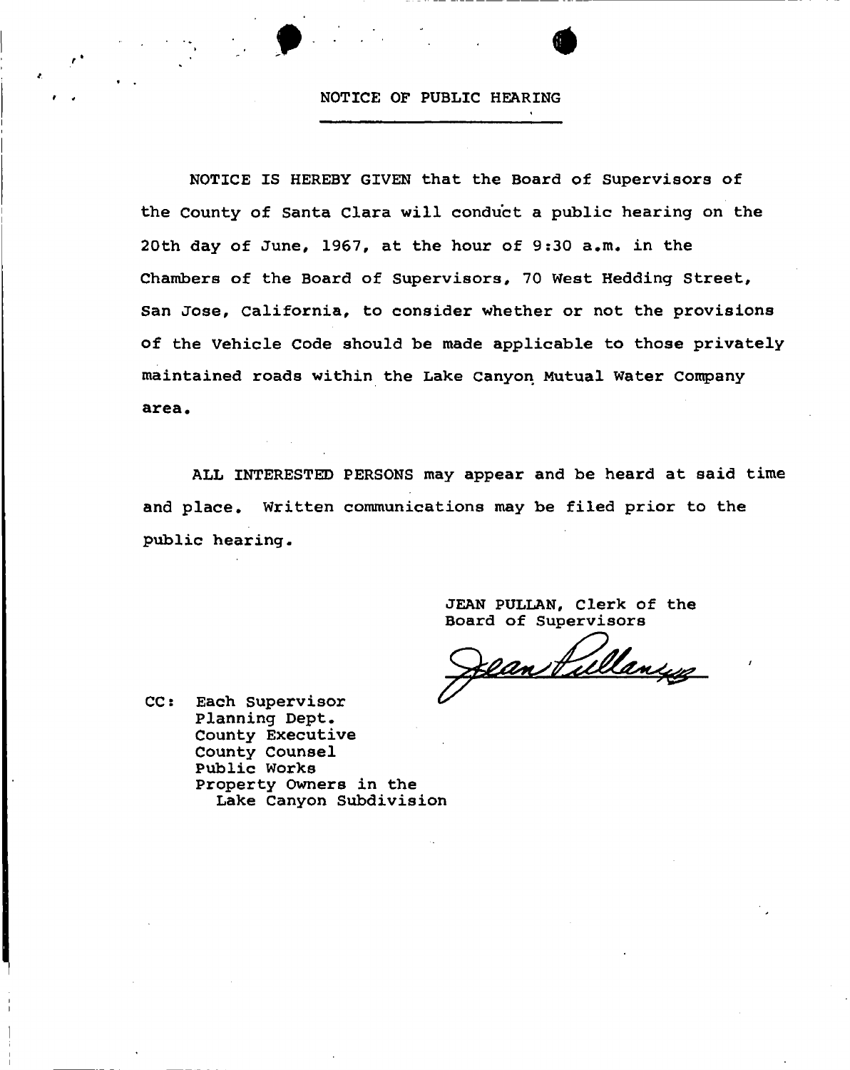# NOTICE OF PUBLIC HEARING

NOTICE IS HEREBY GIVEN that the Board of Supervisors of the County of Santa Clara will conduct a public hearing on the 20th day of June, 1967, at the hour of 9:30 a.m. in the Chambers of the Board of Supervisors, 70 West Hedding Street, San Jose, California, to consider whether or not the provisions of the Vehicle Code should be made applicable to those privately maintained roads within the Lake Canyon Mutual Water Company area.

ALL INTERESTED PERSONS may appear and be heard at said time and place. Written communications may be filed prior to the public hearing.

JEAN PULLAN, Clerk of the
Board of Supervisors

Jean Pullan

CC: Each Supervisor
Planning Dept.
County Executive
County Counsel
Public Works
Property Owners in the
Lake Canyon Subdivision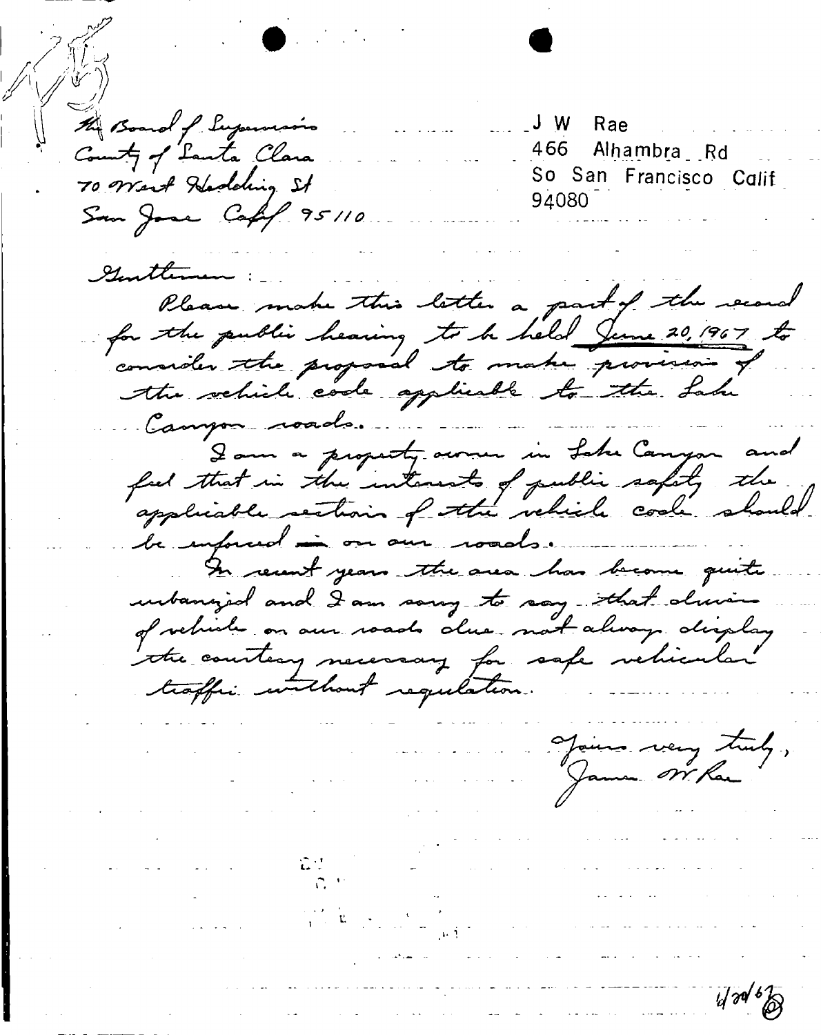The Board of Supervisors
County of Santa Clara
70 West Hedding St
San Jose Calif 95110

J W Rae
466 Alhambra Rd
So San Francisco Calif
94080

Gentlemen:

Please make this letter a part of the record for the public hearing to be held June 20, 1967 to consider the proposal to make provision of the vehicle code applicable to the Lake Canyon roads.

I am a property owner in Lake Canyon and feel that in the interests of public safety the applicable sections of the vehicle code should be enforced on our roads.

In recent years the area has become quite urbanized and I am sorry to say that drivers of vehicles on our roads do not always display the courtesy necessary for safe vehicular traffic without regulation.

Yours very truly,
James W. Rae

6/20/67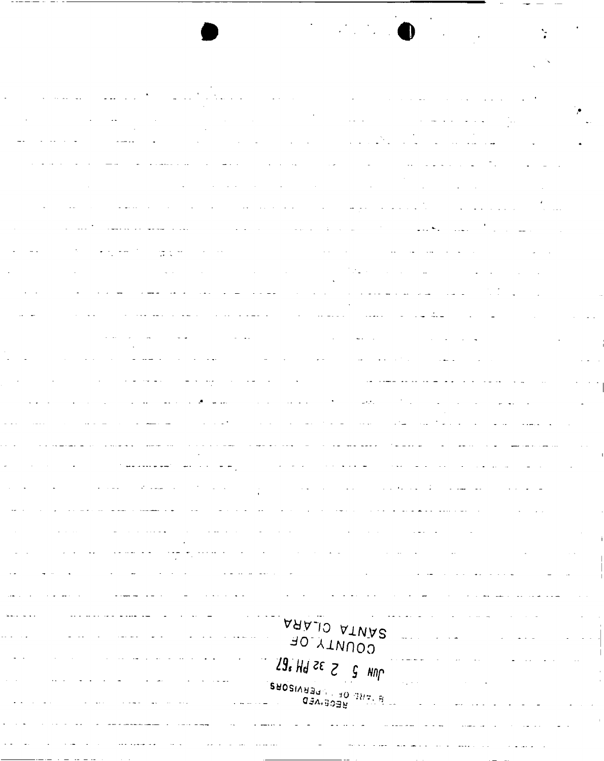RECEIVED
B'ARD OF SUPERVISORS
JUN 5 2 32 PM '67
COUNTY OF
SANTA CLARA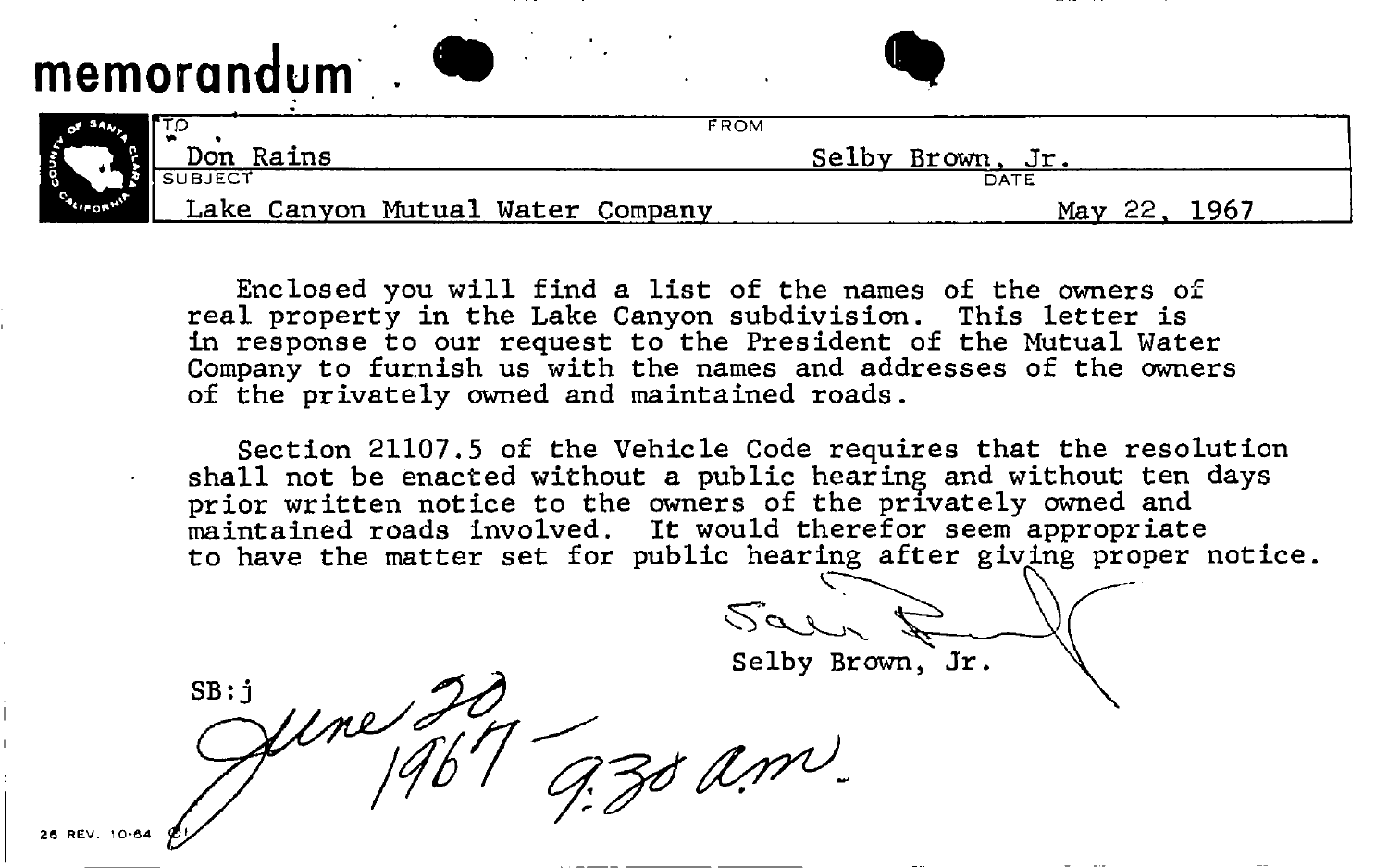# memorandum

| TO | FROM |
| --- | --- |
| Don Rains | Selby Brown, Jr. |
| **SUBJECT** | **DATE** |
| Lake Canyon Mutual Water Company | May 22, 1967 |

Enclosed you will find a list of the names of the owners of real property in the Lake Canyon subdivision. This letter is in response to our request to the President of the Mutual Water Company to furnish us with the names and addresses of the owners of the privately owned and maintained roads.

Section 21107.5 of the Vehicle Code requires that the resolution shall not be enacted without a public hearing and without ten days prior written notice to the owners of the privately owned and maintained roads involved. It would therefor seem appropriate to have the matter set for public hearing after giving proper notice.

Selby Brown, Jr.

SB:j

June 20 1967 – 9:30 a.m.

26 REV. 10-64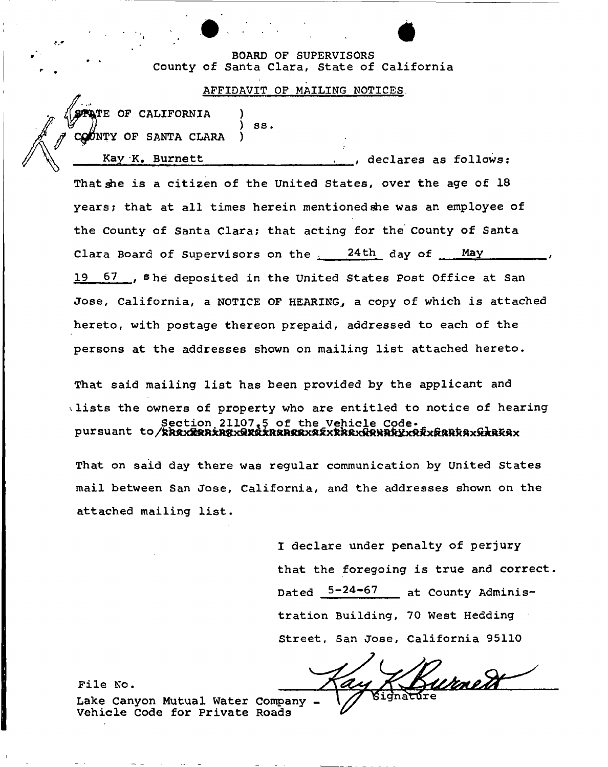BOARD OF SUPERVISORS
County of Santa Clara, State of California

AFFIDAVIT OF MAILING NOTICES

STATE OF CALIFORNIA )
) ss.
COUNTY OF SANTA CLARA )

Kay K. Burnett, declares as follows:

That she is a citizen of the United States, over the age of 18 years; that at all times herein mentioned she was an employee of the County of Santa Clara; that acting for the County of Santa Clara Board of Supervisors on the 24th day of May, 19 67, she deposited in the United States Post Office at San Jose, California, a NOTICE OF HEARING, a copy of which is attached hereto, with postage thereon prepaid, addressed to each of the persons at the addresses shown on mailing list attached hereto.

That said mailing list has been provided by the applicant and lists the owners of property who are entitled to notice of hearing pursuant to Section 21107.5 of the Vehicle Code. ~~the Zoning Ordinance of the County of Santa Clara~~

That on said day there was regular communication by United States mail between San Jose, California, and the addresses shown on the attached mailing list.

I declare under penalty of perjury that the foregoing is true and correct. Dated 5-24-67 at County Administration Building, 70 West Hedding Street, San Jose, California 95110

Kay K Burnett
Signature

File No.
Lake Canyon Mutual Water Company - Vehicle Code for Private Roads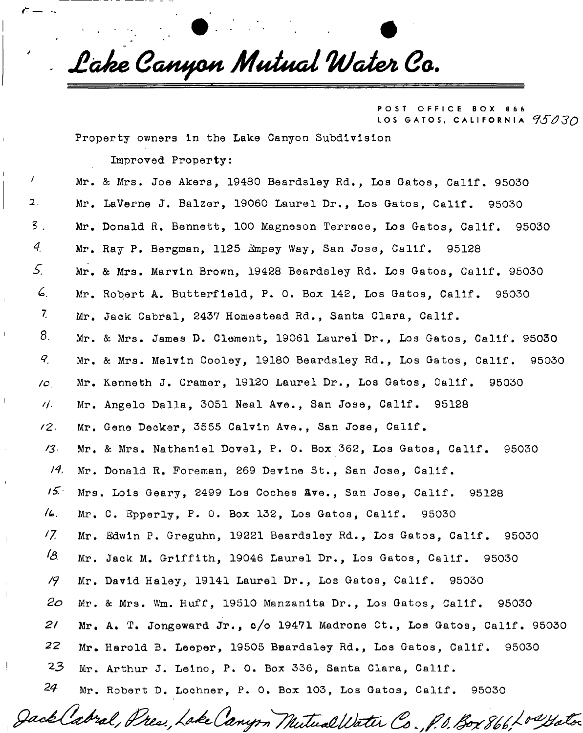# Lake Canyon Mutual Water Co.

POST OFFICE BOX 866
LOS GATOS, CALIFORNIA 95030

Property owners in the Lake Canyon Subdivision

Improved Property:

1. Mr. & Mrs. Joe Akers, 19480 Beardsley Rd., Los Gatos, Calif. 95030
2. Mr. LaVerne J. Balzer, 19060 Laurel Dr., Los Gatos, Calif. 95030
3. Mr. Donald R. Bennett, 100 Magneson Terrace, Los Gatos, Calif. 95030
4. Mr. Ray P. Bergman, 1125 Empey Way, San Jose, Calif. 95128
5. Mr. & Mrs. Marvin Brown, 19428 Beardsley Rd. Los Gatos, Calif. 95030
6. Mr. Robert A. Butterfield, P. O. Box 142, Los Gatos, Calif. 95030
7. Mr. Jack Cabral, 2437 Homestead Rd., Santa Clara, Calif.
8. Mr. & Mrs. James D. Clement, 19061 Laurel Dr., Los Gatos, Calif. 95030
9. Mr. & Mrs. Melvin Cooley, 19180 Beardsley Rd., Los Gatos, Calif. 95030
10. Mr. Kenneth J. Cramer, 19120 Laurel Dr., Los Gatos, Calif. 95030
11. Mr. Angelo Dalla, 3051 Neal Ave., San Jose, Calif. 95128
12. Mr. Gene Decker, 3555 Calvin Ave., San Jose, Calif.
13. Mr. & Mrs. Nathaniel Dovel, P. O. Box 362, Los Gatos, Calif. 95030
14. Mr. Donald R. Foreman, 269 Devine St., San Jose, Calif.
15. Mrs. Lois Geary, 2499 Los Coches Ave., San Jose, Calif. 95128
16. Mr. C. Epperly, P. O. Box 132, Los Gatos, Calif. 95030
17. Mr. Edwin P. Greguhn, 19221 Beardsley Rd., Los Gatos, Calif. 95030
18. Mr. Jack M. Griffith, 19046 Laurel Dr., Los Gatos, Calif. 95030
19. Mr. David Haley, 19141 Laurel Dr., Los Gatos, Calif. 95030
20. Mr. & Mrs. Wm. Huff, 19510 Manzanita Dr., Los Gatos, Calif. 95030
21. Mr. A. T. Jongeward Jr., c/o 19471 Madrone Ct., Los Gatos, Calif. 95030
22. Mr. Harold B. Leeper, 19505 Beardsley Rd., Los Gatos, Calif. 95030
23. Mr. Arthur J. Leino, P. O. Box 336, Santa Clara, Calif.
24. Mr. Robert D. Lochner, P. O. Box 103, Los Gatos, Calif. 95030

*Jack Cabral, Pres., Lake Canyon Mutual Water Co., P.O. Box 866, Los Gatos*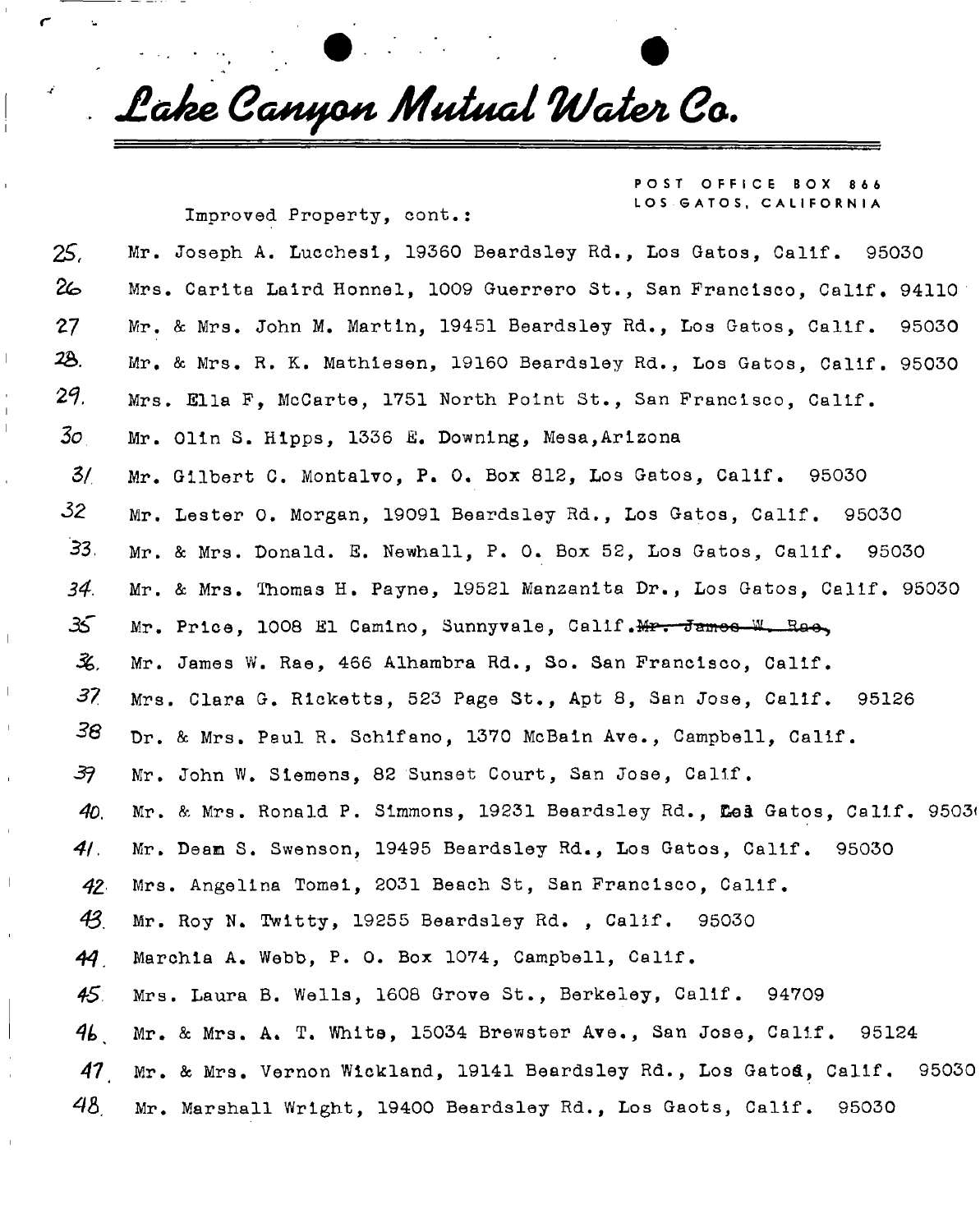# Lake Canyon Mutual Water Co.

POST OFFICE BOX 866
LOS GATOS, CALIFORNIA

Improved Property, cont.:

25. Mr. Joseph A. Lucchesi, 19360 Beardsley Rd., Los Gatos, Calif. 95030
26. Mrs. Carita Laird Honnel, 1009 Guerrero St., San Francisco, Calif. 94110
27. Mr. & Mrs. John M. Martin, 19451 Beardsley Rd., Los Gatos, Calif. 95030
28. Mr. & Mrs. R. K. Mathiesen, 19160 Beardsley Rd., Los Gatos, Calif. 95030
29. Mrs. Ella F, McCarte, 1751 North Point St., San Francisco, Calif.
30. Mr. Olin S. Hipps, 1336 E. Downing, Mesa, Arizona
31. Mr. Gilbert C. Montalvo, P. O. Box 812, Los Gatos, Calif. 95030
32. Mr. Lester O. Morgan, 19091 Beardsley Rd., Los Gatos, Calif. 95030
33. Mr. & Mrs. Donald. E. Newhall, P. O. Box 52, Los Gatos, Calif. 95030
34. Mr. & Mrs. Thomas H. Payne, 19521 Manzanita Dr., Los Gatos, Calif. 95030
35. Mr. Price, 1008 El Camino, Sunnyvale, Calif. ~~Mr. James W. Rae,~~
36. Mr. James W. Rae, 466 Alhambra Rd., So. San Francisco, Calif.
37. Mrs. Clara G. Ricketts, 523 Page St., Apt 8, San Jose, Calif. 95126
38. Dr. & Mrs. Paul R. Schifano, 1370 McBain Ave., Campbell, Calif.
39. Mr. John W. Siemens, 82 Sunset Court, San Jose, Calif.
40. Mr. & Mrs. Ronald P. Simmons, 19231 Beardsley Rd., Los Gatos, Calif. 95030
41. Mr. Deam S. Swenson, 19495 Beardsley Rd., Los Gatos, Calif. 95030
42. Mrs. Angelina Tomei, 2031 Beach St, San Francisco, Calif.
43. Mr. Roy N. Twitty, 19255 Beardsley Rd. , Calif. 95030
44. Marchia A. Webb, P. O. Box 1074, Campbell, Calif.
45. Mrs. Laura B. Wells, 1608 Grove St., Berkeley, Calif. 94709
46. Mr. & Mrs. A. T. White, 15034 Brewster Ave., San Jose, Calif. 95124
47. Mr. & Mrs. Vernon Wickland, 19141 Beardsley Rd., Los Gatos, Calif. 95030
48. Mr. Marshall Wright, 19400 Beardsley Rd., Los Gaots, Calif. 95030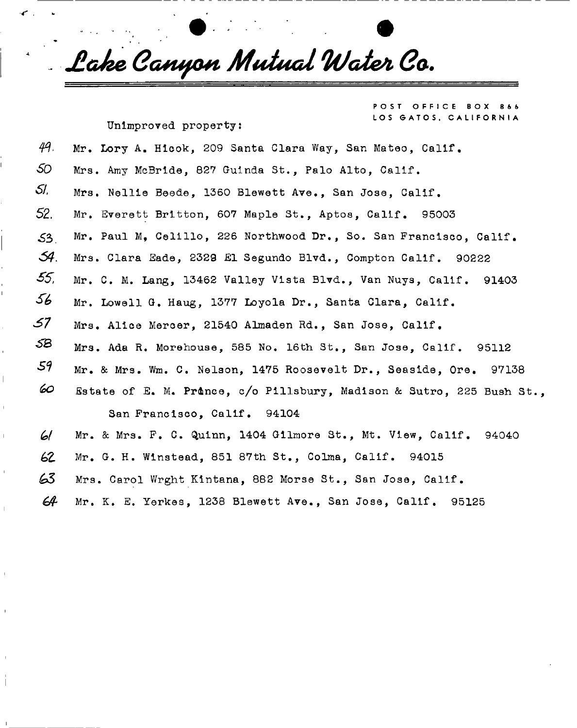# *Lake Canyon Mutual Water Co.*

POST OFFICE BOX 866
LOS GATOS, CALIFORNIA

Unimproved property:

49. Mr. Lory A. Hicok, 209 Santa Clara Way, San Mateo, Calif.
50. Mrs. Amy McBride, 827 Guinda St., Palo Alto, Calif.
51. Mrs. Nellie Beede, 1360 Blewett Ave., San Jose, Calif.
52. Mr. Everett Britton, 607 Maple St., Aptos, Calif. 95003
53. Mr. Paul M, Celillo, 226 Northwood Dr., So. San Francisco, Calif.
54. Mrs. Clara Eade, 2329 El Segundo Blvd., Compton Calif. 90222
55. Mr. C. M. Lang, 13462 Valley Vista Blvd., Van Nuys, Calif. 91403
56. Mr. Lowell G. Haug, 1377 Loyola Dr., Santa Clara, Calif.
57. Mrs. Alice Mercer, 21540 Almaden Rd., San Jose, Calif.
58. Mrs. Ada R. Morehouse, 585 No. 16th St., San Jose, Calif. 95112
59. Mr. & Mrs. Wm. C. Nelson, 1475 Roosevelt Dr., Seaside, Ore. 97138
60. Estate of E. M. Prance, c/o Pillsbury, Madison & Sutro, 225 Bush St., San Francisco, Calif. 94104
61. Mr. & Mrs. F. C. Quinn, 1404 Gilmore St., Mt. View, Calif. 94040
62. Mr. G. H. Winstead, 851 87th St., Colma, Calif. 94015
63. Mrs. Carol Wrght Kintana, 882 Morse St., San Jose, Calif.
64. Mr. K. E. Yerkes, 1238 Blewett Ave., San Jose, Calif. 95125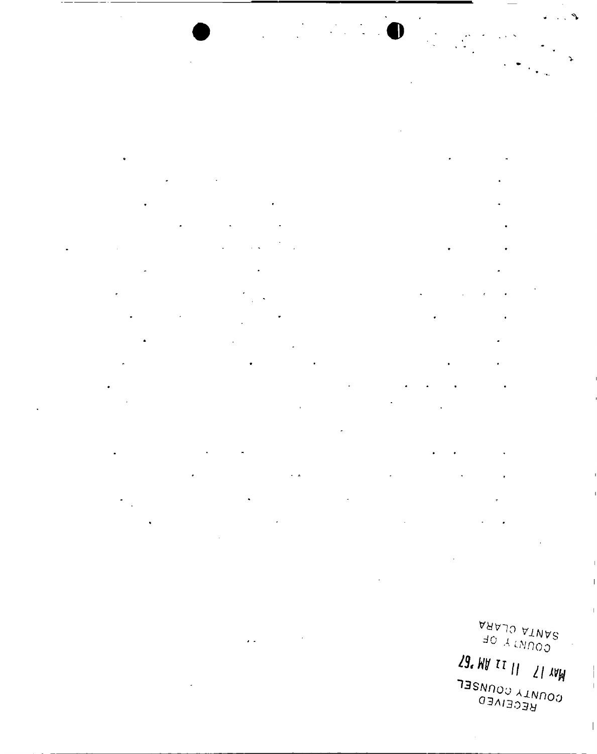RECEIVED
COUNTY COUNSEL

MAY 17 11 11 AM '67

COUNTY OF
SANTA CLARA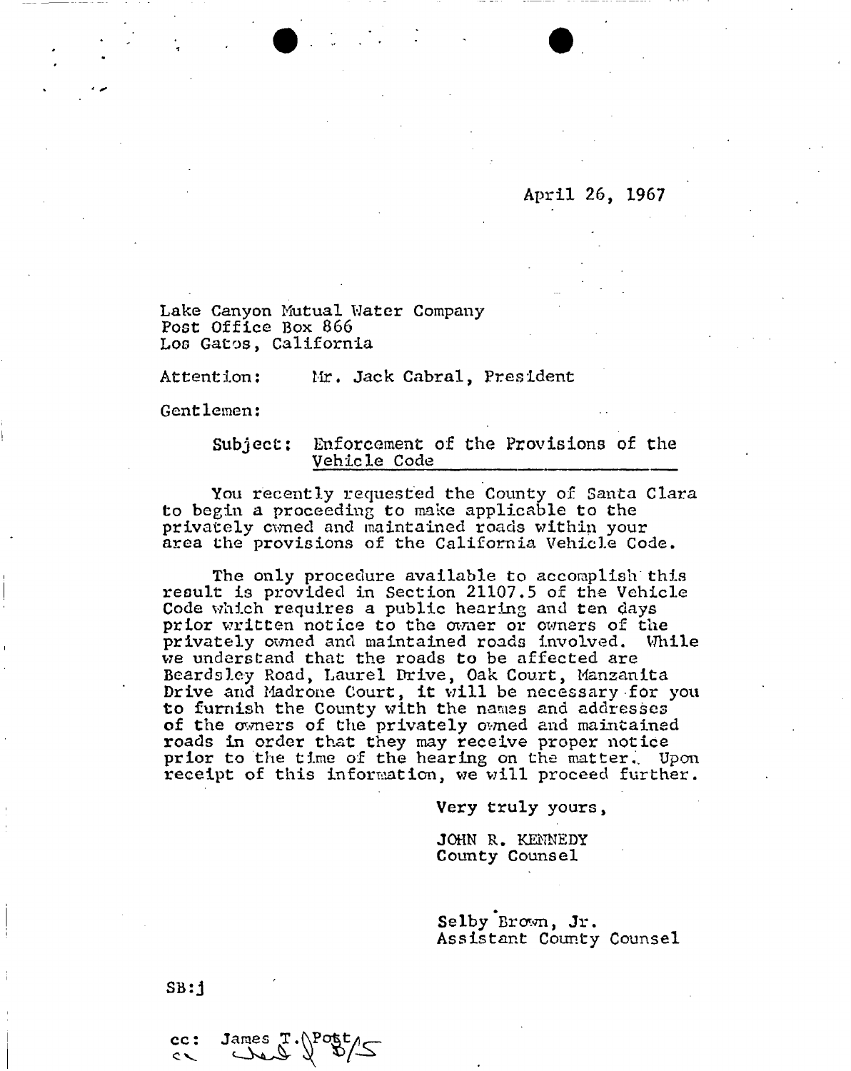April 26, 1967

Lake Canyon Mutual Water Company
Post Office Box 866
Los Gatos, California

Attention: Mr. Jack Cabral, President

Gentlemen:

Subject: <u>Enforcement of the Provisions of the Vehicle Code</u>

You recently requested the County of Santa Clara to begin a proceeding to make applicable to the privately owned and maintained roads within your area the provisions of the California Vehicle Code.

The only procedure available to accomplish this result is provided in Section 21107.5 of the Vehicle Code which requires a public hearing and ten days prior written notice to the owner or owners of the privately owned and maintained roads involved. While we understand that the roads to be affected are Beardsley Road, Laurel Drive, Oak Court, Manzanita Drive and Madrone Court, it will be necessary for you to furnish the County with the names and addresses of the owners of the privately owned and maintained roads in order that they may receive proper notice prior to the time of the hearing on the matter. Upon receipt of this information, we will proceed further.

Very truly yours,

JOHN R. KENNEDY
County Counsel

Selby Brown, Jr.
Assistant County Counsel

SB:j

cc: James T. Post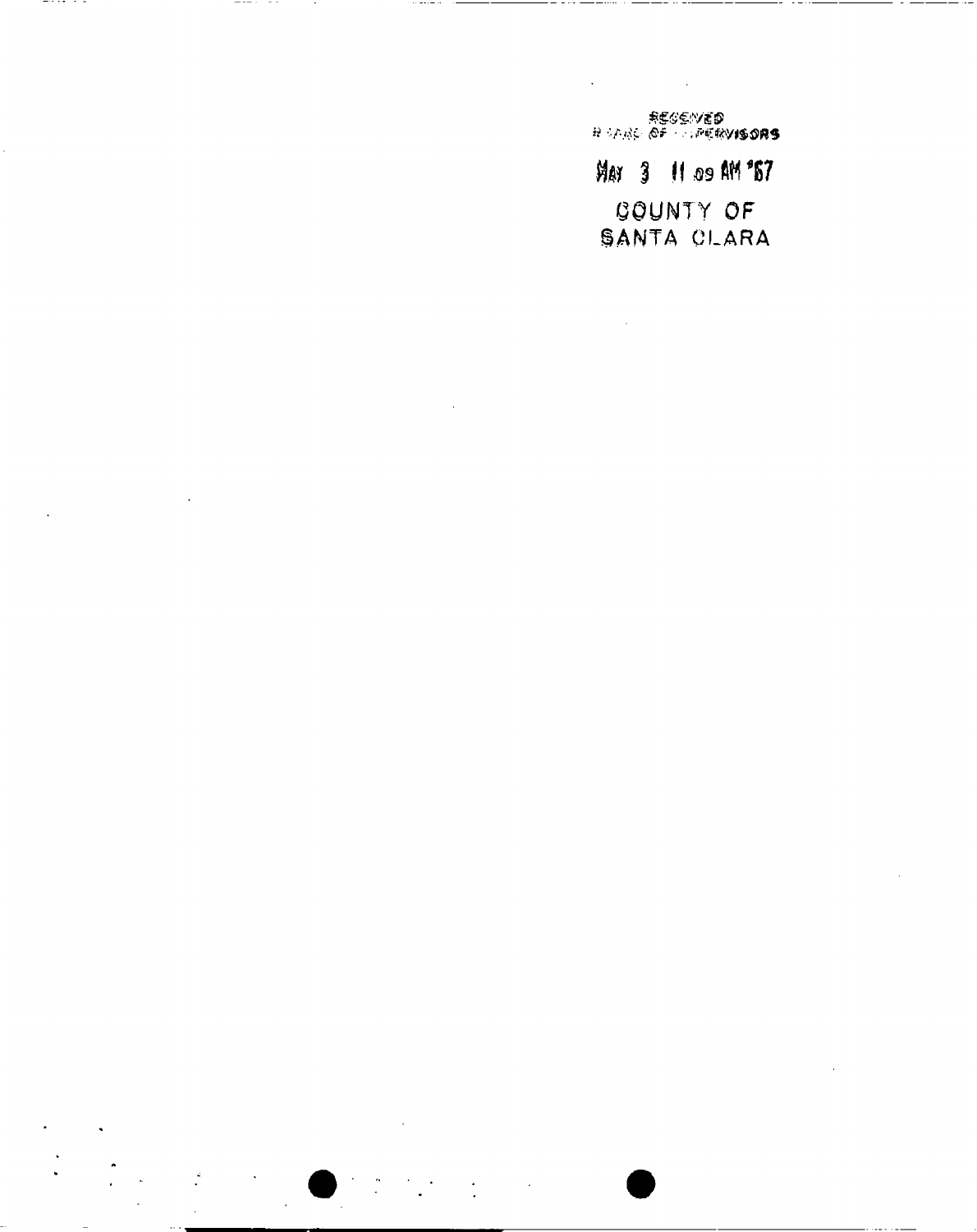RECEIVED
BOARD OF SUPERVISORS

MAY 3 11 09 AM '67

COUNTY OF
SANTA CLARA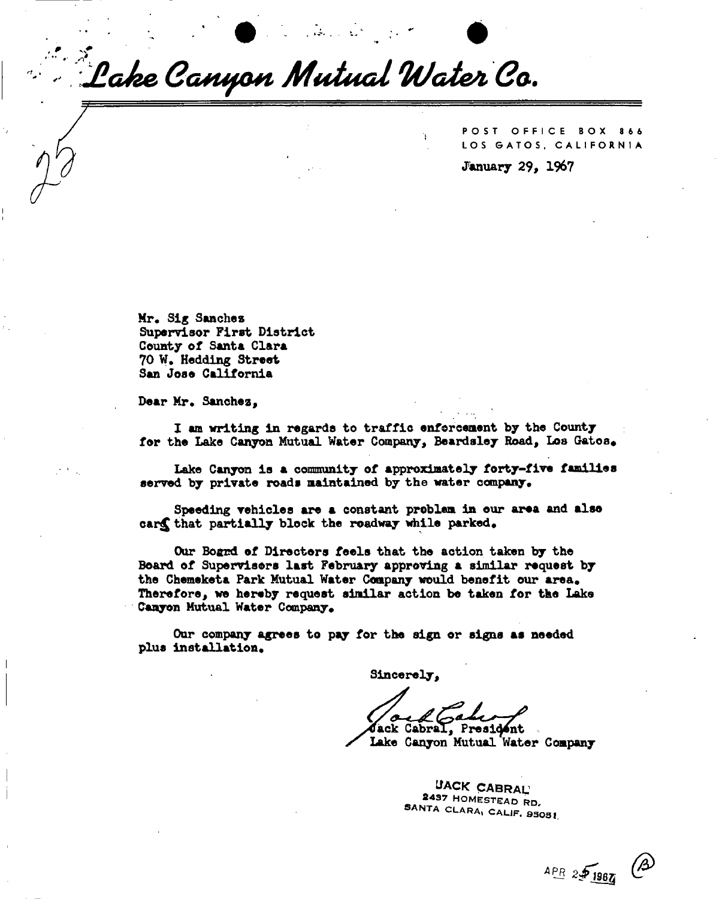# Lake Canyon Mutual Water Co.

POST OFFICE BOX 866
LOS GATOS, CALIFORNIA

January 29, 1967

Mr. Sig Sanches
Supervisor First District
County of Santa Clara
70 W. Hedding Street
San Jose California

Dear Mr. Sanchez,

I am writing in regards to traffic enforcement by the County for the Lake Canyon Mutual Water Company, Beardsley Road, Los Gatos.

Lake Canyon is a community of approximately forty-five families served by private roads maintained by the water company.

Speeding vehicles are a constant problem in our area and also cars that partially block the roadway while parked.

Our Board of Directors feels that the action taken by the Board of Supervisors last February approving a similar request by the Chemeketa Park Mutual Water Company would benefit our area. Therefore, we hereby request similar action be taken for the Lake Canyon Mutual Water Company.

Our company agrees to pay for the sign or signs as needed plus installation.

Sincerely,

Jack Cabral, President
Lake Canyon Mutual Water Company

JACK CABRAL
2437 HOMESTEAD RD.
SANTA CLARA, CALIF. 95051

APR 25 1967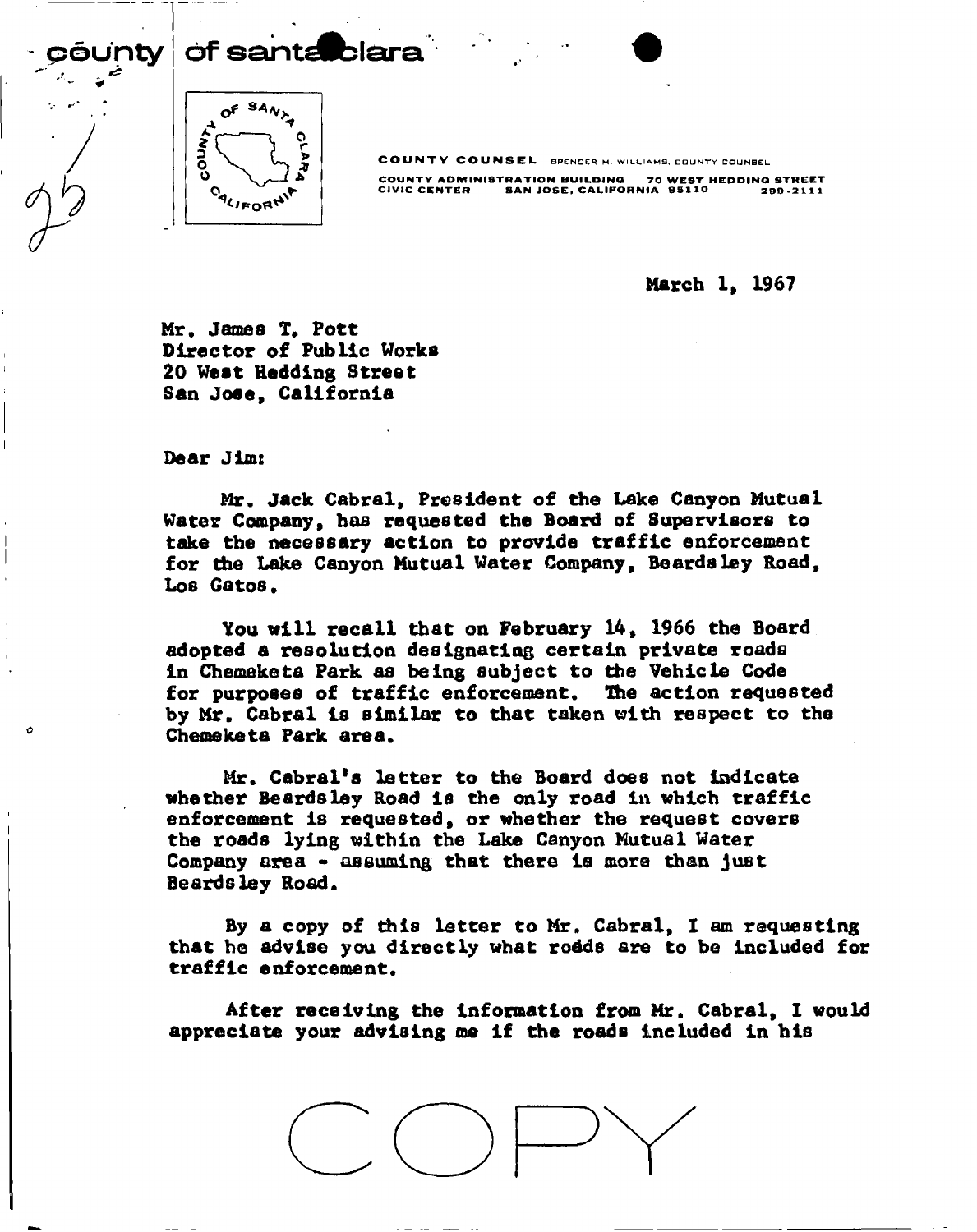county of santa clara

COUNTY COUNSEL SPENCER M. WILLIAMS, COUNTY COUNSEL

COUNTY ADMINISTRATION BUILDING 70 WEST HEDDING STREET
CIVIC CENTER SAN JOSE, CALIFORNIA 95110 299-2111

March 1, 1967

Mr. James T. Pott
Director of Public Works
20 West Hedding Street
San Jose, California

Dear Jim:

Mr. Jack Cabral, President of the Lake Canyon Mutual Water Company, has requested the Board of Supervisors to take the necessary action to provide traffic enforcement for the Lake Canyon Mutual Water Company, Beardsley Road, Los Gatos.

You will recall that on February 14, 1966 the Board adopted a resolution designating certain private roads in Chemeketa Park as being subject to the Vehicle Code for purposes of traffic enforcement. The action requested by Mr. Cabral is similar to that taken with respect to the Chemeketa Park area.

Mr. Cabral's letter to the Board does not indicate whether Beardsley Road is the only road in which traffic enforcement is requested, or whether the request covers the roads lying within the Lake Canyon Mutual Water Company area - assuming that there is more than just Beardsley Road.

By a copy of this letter to Mr. Cabral, I am requesting that he advise you directly what roads are to be included for traffic enforcement.

After receiving the information from Mr. Cabral, I would appreciate your advising me if the roads included in his

COPY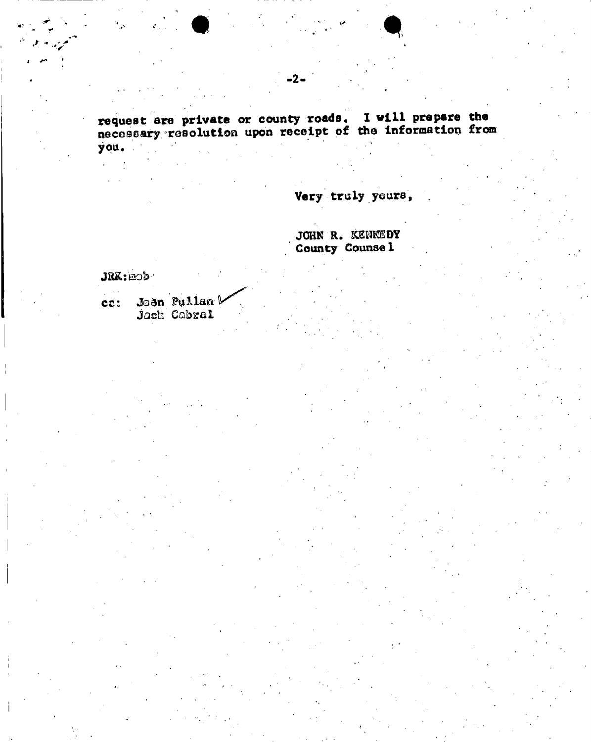request are private or county roads. I will prepare the necessary resolution upon receipt of the information from you.

Very truly yours,

JOHN R. KENNEDY
County Counsel

JRK:mob

cc: Joan Pullan
Jack Cabral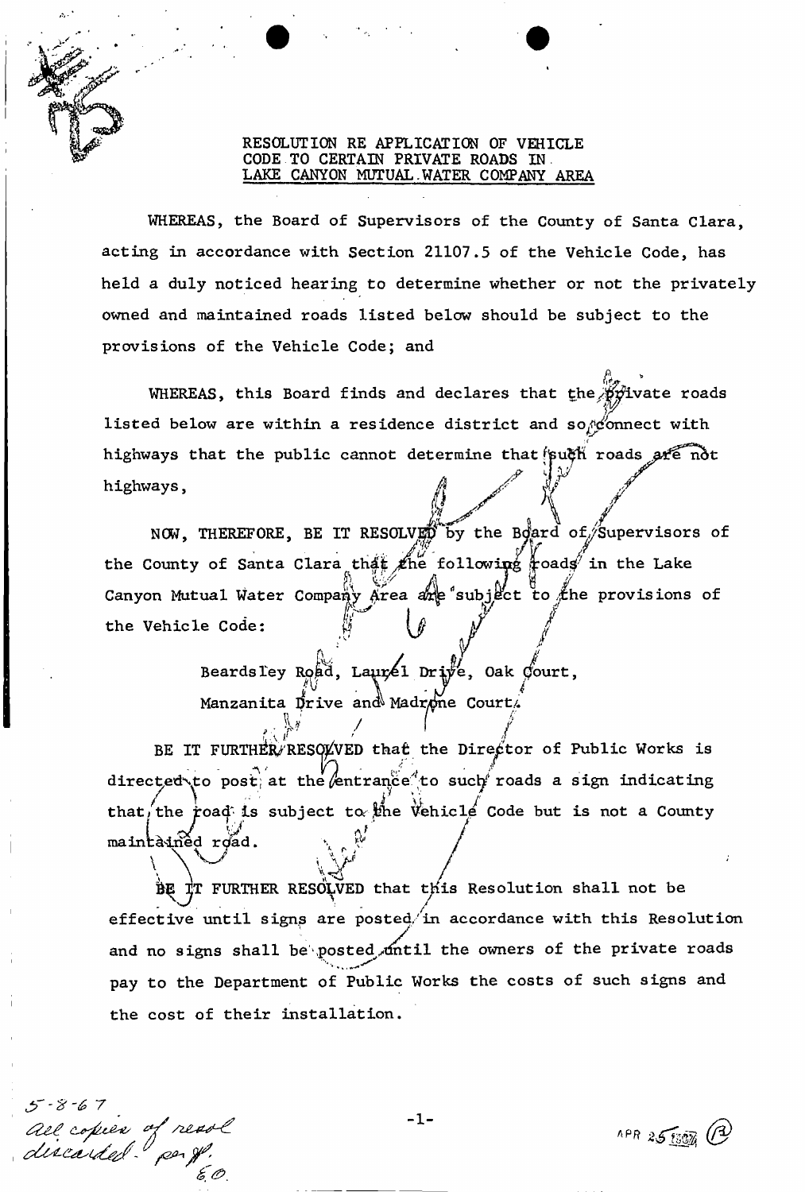# RESOLUTION RE APPLICATION OF VEHICLE CODE TO CERTAIN PRIVATE ROADS IN LAKE CANYON MUTUAL WATER COMPANY AREA

WHEREAS, the Board of Supervisors of the County of Santa Clara, acting in accordance with Section 21107.5 of the Vehicle Code, has held a duly noticed hearing to determine whether or not the privately owned and maintained roads listed below should be subject to the provisions of the Vehicle Code; and

WHEREAS, this Board finds and declares that the private roads listed below are within a residence district and so connect with highways that the public cannot determine that such roads are not highways,

NOW, THEREFORE, BE IT RESOLVED by the Board of Supervisors of the County of Santa Clara that the following roads in the Lake Canyon Mutual Water Company Area are subject to the provisions of the Vehicle Code:

> Beardsley Road, Laurel Drive, Oak Court,
> Manzanita Drive and Madrone Court.

BE IT FURTHER RESOLVED that the Director of Public Works is directed to post at the entrance to such roads a sign indicating that the road is subject to the Vehicle Code but is not a County maintained road.

BE IT FURTHER RESOLVED that this Resolution shall not be effective until signs are posted in accordance with this Resolution and no signs shall be posted until the owners of the private roads pay to the Department of Public Works the costs of such signs and the cost of their installation.

5-8-67
All copies of resol discarded - per J.
E.O.

APR 25 1967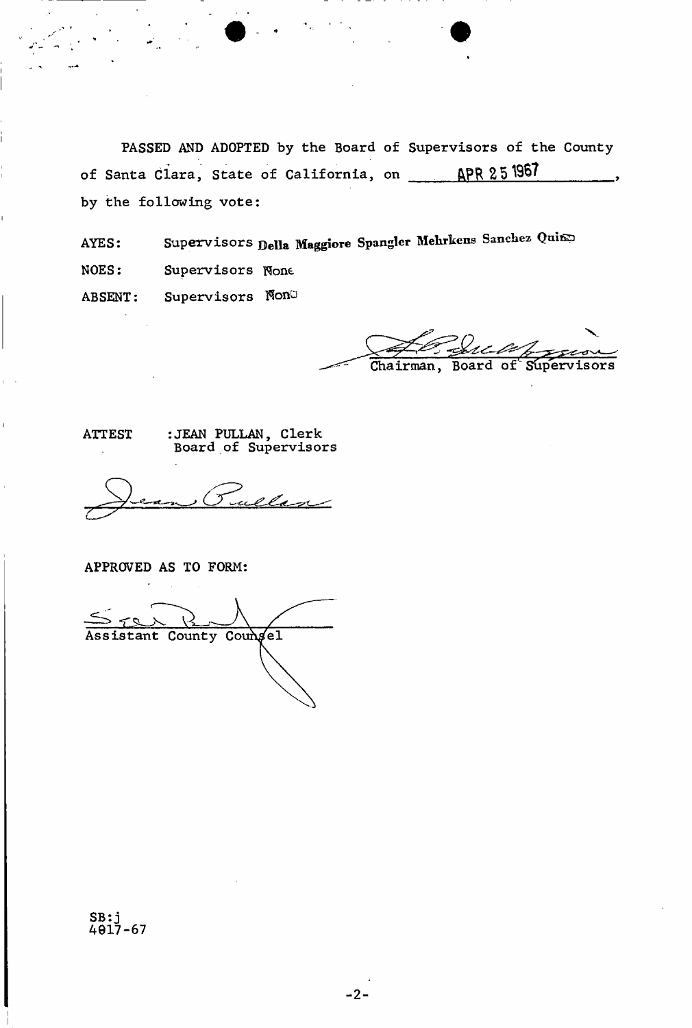PASSED AND ADOPTED by the Board of Supervisors of the County of Santa Clara, State of California, on APR 25 1967, by the following vote:

AYES: Supervisors Della Maggiore Spangler Mehrkens Sanchez Quinn

NOES: Supervisors None

ABSENT: Supervisors None

Chairman, Board of Supervisors

ATTEST :JEAN PULLAN, Clerk
Board of Supervisors

APPROVED AS TO FORM:

Assistant County Counsel

SB:j
4017-67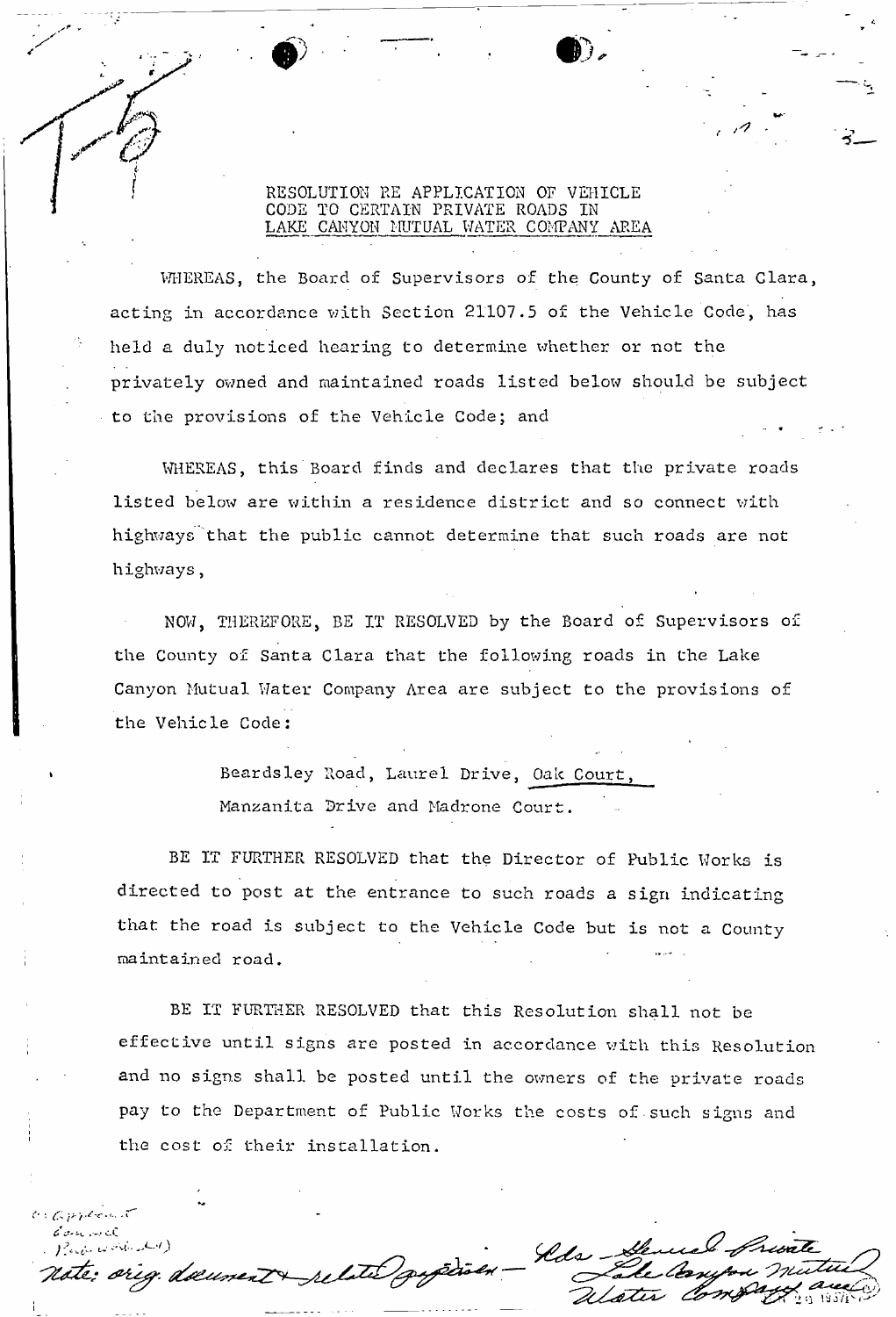RESOLUTION RE APPLICATION OF VEHICLE CODE TO CERTAIN PRIVATE ROADS IN LAKE CANYON MUTUAL WATER COMPANY AREA

WHEREAS, the Board of Supervisors of the County of Santa Clara, acting in accordance with Section 21107.5 of the Vehicle Code, has held a duly noticed hearing to determine whether or not the privately owned and maintained roads listed below should be subject to the provisions of the Vehicle Code; and

WHEREAS, this Board finds and declares that the private roads listed below are within a residence district and so connect with highways that the public cannot determine that such roads are not highways,

NOW, THEREFORE, BE IT RESOLVED by the Board of Supervisors of the County of Santa Clara that the following roads in the Lake Canyon Mutual Water Company Area are subject to the provisions of the Vehicle Code:

Beardsley Road, Laurel Drive, Oak Court, Manzanita Drive and Madrone Court.

BE IT FURTHER RESOLVED that the Director of Public Works is directed to post at the entrance to such roads a sign indicating that the road is subject to the Vehicle Code but is not a County maintained road.

BE IT FURTHER RESOLVED that this Resolution shall not be effective until signs are posted in accordance with this Resolution and no signs shall be posted until the owners of the private roads pay to the Department of Public Works the costs of such signs and the cost of their installation.

Note: orig. document + related papers - Rds - General Private Lake Canyon Mutual Water Company area